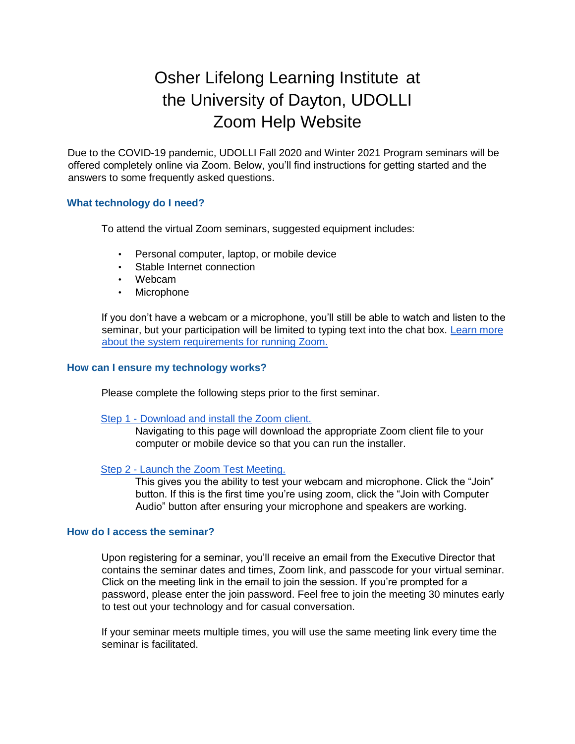# Osher Lifelong Learning Institute at the University of Dayton, UDOLLI Zoom Help Website

Due to the COVID-19 pandemic, UDOLLI Fall 2020 and Winter 2021 Program seminars will be offered completely online via Zoom. Below, you'll find instructions for getting started and the answers to some frequently asked questions.

## What technology do I need?

To attend the virtual Zoom seminars, suggested equipment includes:

- Personal computer, laptop, or mobile device
- Stable Internet connection
- Webcam
- Microphone

If you don't have a webcam or a microphone, you'll still be able to watch and listen to the seminar, but your participation will be limited to typing text into the chat box. Learn more about the system requirements for running Zoom.

## How can I ensure my technology works?

Please complete the following steps prior to the first seminar.

Step 1 - Download and install the Zoom client.

Navigating to this page will download the appropriate Zoom client file to your computer or mobile device so that you can run the installer.

Step 2 - Launch the Zoom Test Meeting.

This gives you the ability to test your webcam and microphone. Click the "Join" button. If this is the first time you're using zoom, click the "Join with Computer Audio" button after ensuring your microphone and speakers are working.

## How do I access the seminar?

Upon registering for a seminar, you'll receive an email from the Executive Director that contains the seminar dates and times, Zoom link, and passcode for your virtual seminar. Click on the meeting link in the email to join the session. If you're prompted for a password, please enter the join password. Feel free to join the meeting 30 minutes early to test out your technology and for casual conversation.

If your seminar meets multiple times, you will use the same meeting link every time the seminar is facilitated.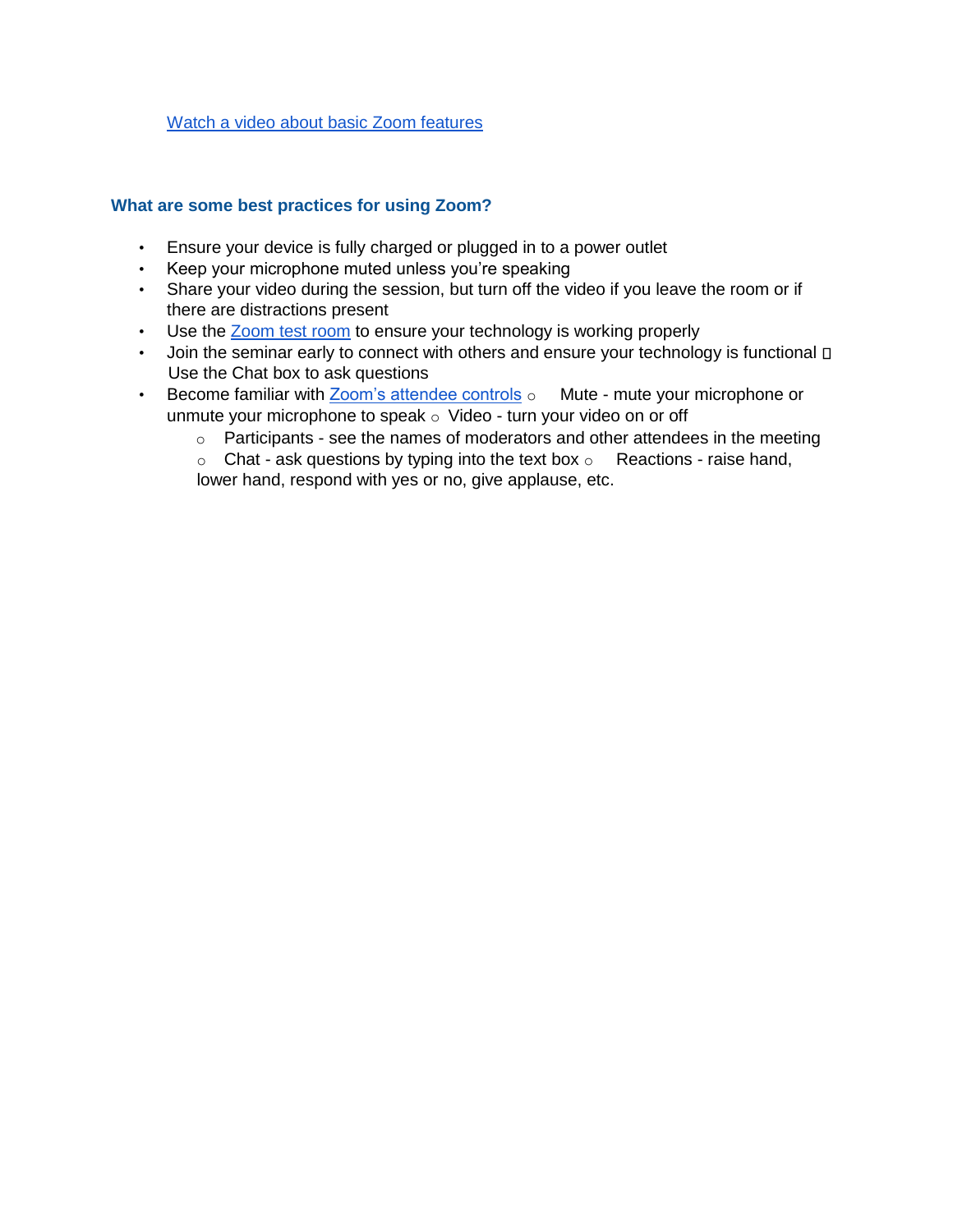[Watch a video about basic Zoom features]

### What are some best practices for using Zoom?

- Ensure your device is fully charged or plugged in to a power outlet
- Keep your microphone muted unless you're speaking
- Share your video during the session, but turn off the video if you leave the room or if there are distractions present
- Use the [Zoom test room] to ensure your technology is working properly
- Join the seminar early to connect with others and ensure your technology is functional
- Use the Chat box to ask questions
- Become familiar with [Zoom's attendee controls]
  - Mute - mute your microphone or unmute your microphone to speak
  - Video - turn your video on or off
  - Participants - see the names of moderators and other attendees in the meeting
  - Chat - ask questions by typing into the text box
  - Reactions - raise hand, lower hand, respond with yes or no, give applause, etc.